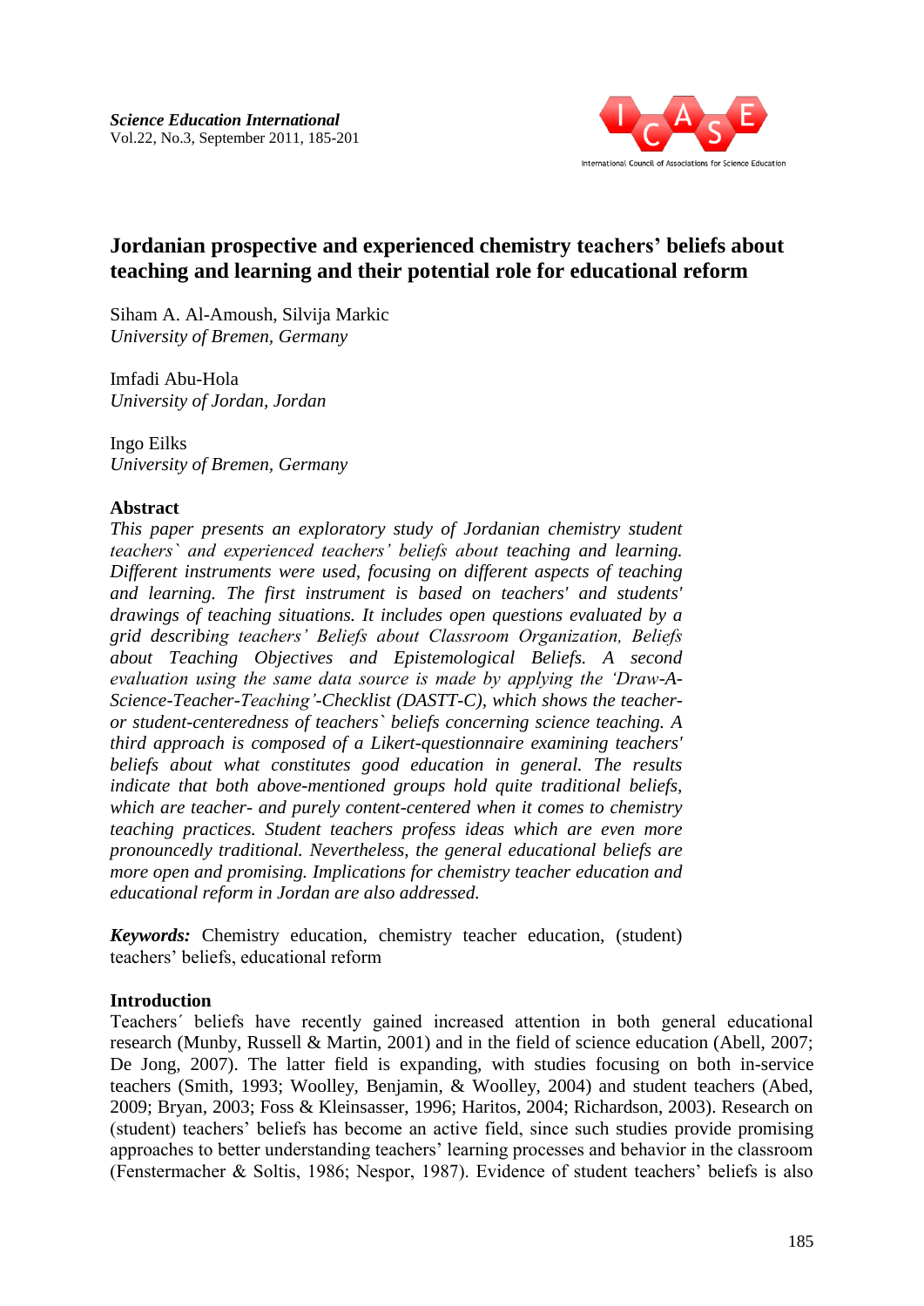# Jordanian prospective and experienced chemistry teachers' beliefs about teaching and learning and their potential role for educational reform

Siham A. Al-Amoush, Silvija Markic
*University of Bremen, Germany*

Imfadi Abu-Hola
*University of Jordan, Jordan*

Ingo Eilks
*University of Bremen, Germany*

## Abstract

*This paper presents an exploratory study of Jordanian chemistry student teachers` and experienced teachers' beliefs about teaching and learning. Different instruments were used, focusing on different aspects of teaching and learning. The first instrument is based on teachers' and students' drawings of teaching situations. It includes open questions evaluated by a grid describing teachers' Beliefs about Classroom Organization, Beliefs about Teaching Objectives and Epistemological Beliefs. A second evaluation using the same data source is made by applying the 'Draw-A-Science-Teacher-Teaching'-Checklist (DASTT-C), which shows the teacher- or student-centeredness of teachers` beliefs concerning science teaching. A third approach is composed of a Likert-questionnaire examining teachers' beliefs about what constitutes good education in general. The results indicate that both above-mentioned groups hold quite traditional beliefs, which are teacher- and purely content-centered when it comes to chemistry teaching practices. Student teachers profess ideas which are even more pronouncedly traditional. Nevertheless, the general educational beliefs are more open and promising. Implications for chemistry teacher education and educational reform in Jordan are also addressed.*

***Keywords:*** Chemistry education, chemistry teacher education, (student) teachers' beliefs, educational reform

## Introduction

Teachers´ beliefs have recently gained increased attention in both general educational research (Munby, Russell & Martin, 2001) and in the field of science education (Abell, 2007; De Jong, 2007). The latter field is expanding, with studies focusing on both in-service teachers (Smith, 1993; Woolley, Benjamin, & Woolley, 2004) and student teachers (Abed, 2009; Bryan, 2003; Foss & Kleinsasser, 1996; Haritos, 2004; Richardson, 2003). Research on (student) teachers' beliefs has become an active field, since such studies provide promising approaches to better understanding teachers' learning processes and behavior in the classroom (Fenstermacher & Soltis, 1986; Nespor, 1987). Evidence of student teachers' beliefs is also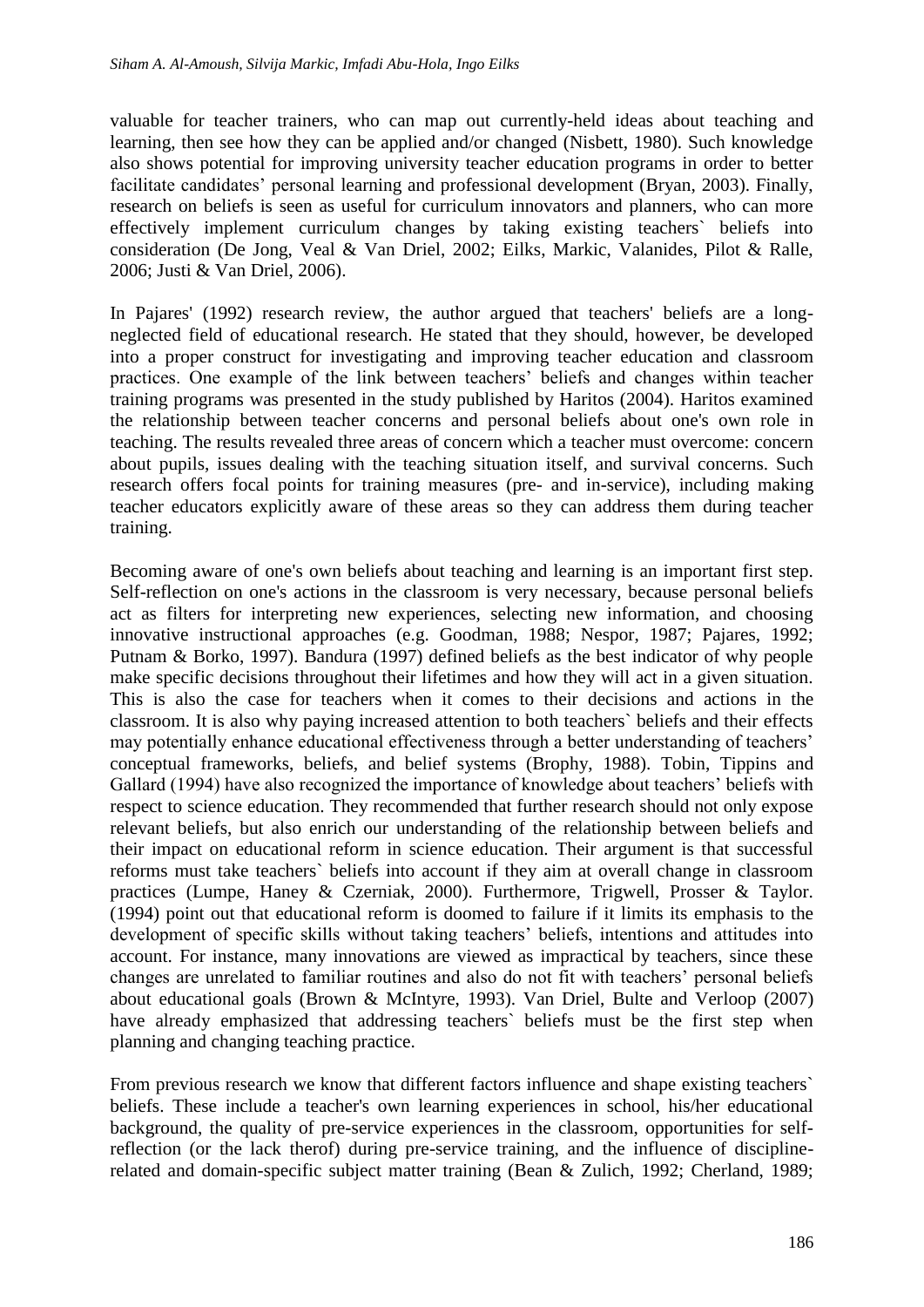valuable for teacher trainers, who can map out currently-held ideas about teaching and learning, then see how they can be applied and/or changed (Nisbett, 1980). Such knowledge also shows potential for improving university teacher education programs in order to better facilitate candidates' personal learning and professional development (Bryan, 2003). Finally, research on beliefs is seen as useful for curriculum innovators and planners, who can more effectively implement curriculum changes by taking existing teachers` beliefs into consideration (De Jong, Veal & Van Driel, 2002; Eilks, Markic, Valanides, Pilot & Ralle, 2006; Justi & Van Driel, 2006).

In Pajares' (1992) research review, the author argued that teachers' beliefs are a long-neglected field of educational research. He stated that they should, however, be developed into a proper construct for investigating and improving teacher education and classroom practices. One example of the link between teachers' beliefs and changes within teacher training programs was presented in the study published by Haritos (2004). Haritos examined the relationship between teacher concerns and personal beliefs about one's own role in teaching. The results revealed three areas of concern which a teacher must overcome: concern about pupils, issues dealing with the teaching situation itself, and survival concerns. Such research offers focal points for training measures (pre- and in-service), including making teacher educators explicitly aware of these areas so they can address them during teacher training.

Becoming aware of one's own beliefs about teaching and learning is an important first step. Self-reflection on one's actions in the classroom is very necessary, because personal beliefs act as filters for interpreting new experiences, selecting new information, and choosing innovative instructional approaches (e.g. Goodman, 1988; Nespor, 1987; Pajares, 1992; Putnam & Borko, 1997). Bandura (1997) defined beliefs as the best indicator of why people make specific decisions throughout their lifetimes and how they will act in a given situation. This is also the case for teachers when it comes to their decisions and actions in the classroom. It is also why paying increased attention to both teachers` beliefs and their effects may potentially enhance educational effectiveness through a better understanding of teachers' conceptual frameworks, beliefs, and belief systems (Brophy, 1988). Tobin, Tippins and Gallard (1994) have also recognized the importance of knowledge about teachers' beliefs with respect to science education. They recommended that further research should not only expose relevant beliefs, but also enrich our understanding of the relationship between beliefs and their impact on educational reform in science education. Their argument is that successful reforms must take teachers` beliefs into account if they aim at overall change in classroom practices (Lumpe, Haney & Czerniak, 2000). Furthermore, Trigwell, Prosser & Taylor. (1994) point out that educational reform is doomed to failure if it limits its emphasis to the development of specific skills without taking teachers' beliefs, intentions and attitudes into account. For instance, many innovations are viewed as impractical by teachers, since these changes are unrelated to familiar routines and also do not fit with teachers' personal beliefs about educational goals (Brown & McIntyre, 1993). Van Driel, Bulte and Verloop (2007) have already emphasized that addressing teachers` beliefs must be the first step when planning and changing teaching practice.

From previous research we know that different factors influence and shape existing teachers` beliefs. These include a teacher's own learning experiences in school, his/her educational background, the quality of pre-service experiences in the classroom, opportunities for self-reflection (or the lack therof) during pre-service training, and the influence of discipline-related and domain-specific subject matter training (Bean & Zulich, 1992; Cherland, 1989;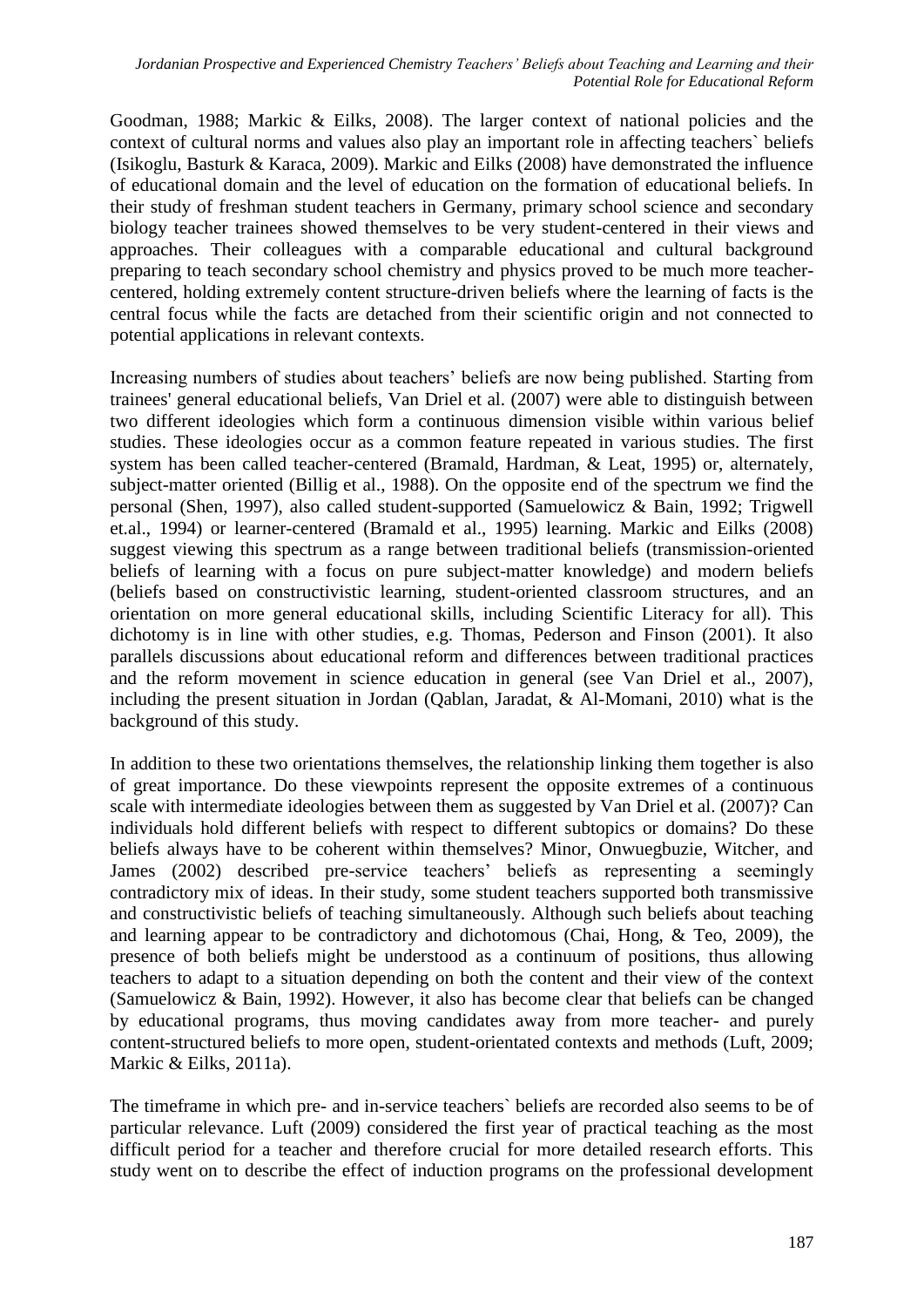Goodman, 1988; Markic & Eilks, 2008). The larger context of national policies and the context of cultural norms and values also play an important role in affecting teachers` beliefs (Isikoglu, Basturk & Karaca, 2009). Markic and Eilks (2008) have demonstrated the influence of educational domain and the level of education on the formation of educational beliefs. In their study of freshman student teachers in Germany, primary school science and secondary biology teacher trainees showed themselves to be very student-centered in their views and approaches. Their colleagues with a comparable educational and cultural background preparing to teach secondary school chemistry and physics proved to be much more teacher-centered, holding extremely content structure-driven beliefs where the learning of facts is the central focus while the facts are detached from their scientific origin and not connected to potential applications in relevant contexts.

Increasing numbers of studies about teachers' beliefs are now being published. Starting from trainees' general educational beliefs, Van Driel et al. (2007) were able to distinguish between two different ideologies which form a continuous dimension visible within various belief studies. These ideologies occur as a common feature repeated in various studies. The first system has been called teacher-centered (Bramald, Hardman, & Leat, 1995) or, alternately, subject-matter oriented (Billig et al., 1988). On the opposite end of the spectrum we find the personal (Shen, 1997), also called student-supported (Samuelowicz & Bain, 1992; Trigwell et.al., 1994) or learner-centered (Bramald et al., 1995) learning. Markic and Eilks (2008) suggest viewing this spectrum as a range between traditional beliefs (transmission-oriented beliefs of learning with a focus on pure subject-matter knowledge) and modern beliefs (beliefs based on constructivistic learning, student-oriented classroom structures, and an orientation on more general educational skills, including Scientific Literacy for all). This dichotomy is in line with other studies, e.g. Thomas, Pederson and Finson (2001). It also parallels discussions about educational reform and differences between traditional practices and the reform movement in science education in general (see Van Driel et al., 2007), including the present situation in Jordan (Qablan, Jaradat, & Al-Momani, 2010) what is the background of this study.

In addition to these two orientations themselves, the relationship linking them together is also of great importance. Do these viewpoints represent the opposite extremes of a continuous scale with intermediate ideologies between them as suggested by Van Driel et al. (2007)? Can individuals hold different beliefs with respect to different subtopics or domains? Do these beliefs always have to be coherent within themselves? Minor, Onwuegbuzie, Witcher, and James (2002) described pre-service teachers' beliefs as representing a seemingly contradictory mix of ideas. In their study, some student teachers supported both transmissive and constructivistic beliefs of teaching simultaneously. Although such beliefs about teaching and learning appear to be contradictory and dichotomous (Chai, Hong, & Teo, 2009), the presence of both beliefs might be understood as a continuum of positions, thus allowing teachers to adapt to a situation depending on both the content and their view of the context (Samuelowicz & Bain, 1992). However, it also has become clear that beliefs can be changed by educational programs, thus moving candidates away from more teacher- and purely content-structured beliefs to more open, student-orientated contexts and methods (Luft, 2009; Markic & Eilks, 2011a).

The timeframe in which pre- and in-service teachers` beliefs are recorded also seems to be of particular relevance. Luft (2009) considered the first year of practical teaching as the most difficult period for a teacher and therefore crucial for more detailed research efforts. This study went on to describe the effect of induction programs on the professional development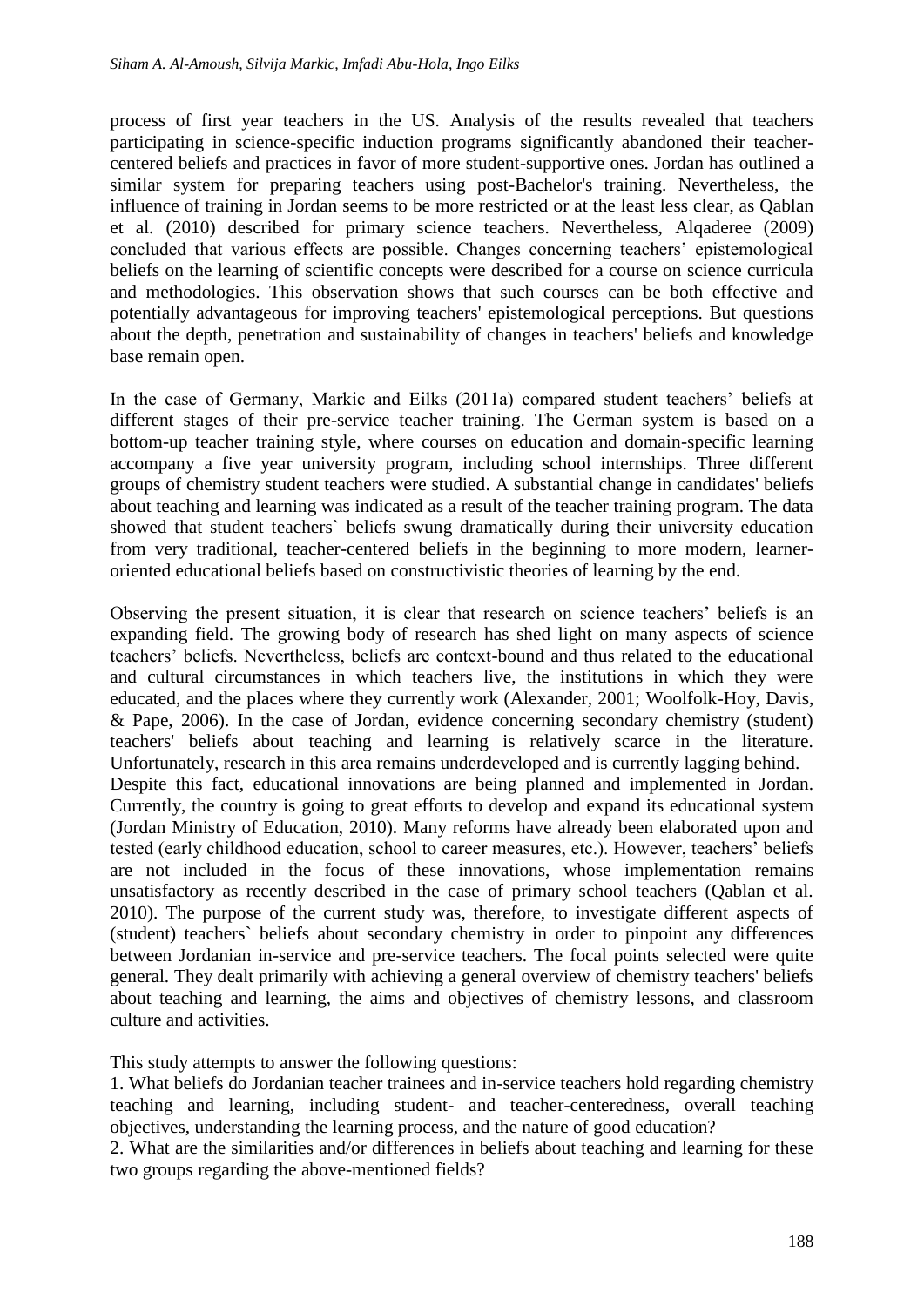process of first year teachers in the US. Analysis of the results revealed that teachers participating in science-specific induction programs significantly abandoned their teacher-centered beliefs and practices in favor of more student-supportive ones. Jordan has outlined a similar system for preparing teachers using post-Bachelor's training. Nevertheless, the influence of training in Jordan seems to be more restricted or at the least less clear, as Qablan et al. (2010) described for primary science teachers. Nevertheless, Alqaderee (2009) concluded that various effects are possible. Changes concerning teachers' epistemological beliefs on the learning of scientific concepts were described for a course on science curricula and methodologies. This observation shows that such courses can be both effective and potentially advantageous for improving teachers' epistemological perceptions. But questions about the depth, penetration and sustainability of changes in teachers' beliefs and knowledge base remain open.

In the case of Germany, Markic and Eilks (2011a) compared student teachers' beliefs at different stages of their pre-service teacher training. The German system is based on a bottom-up teacher training style, where courses on education and domain-specific learning accompany a five year university program, including school internships. Three different groups of chemistry student teachers were studied. A substantial change in candidates' beliefs about teaching and learning was indicated as a result of the teacher training program. The data showed that student teachers` beliefs swung dramatically during their university education from very traditional, teacher-centered beliefs in the beginning to more modern, learner-oriented educational beliefs based on constructivistic theories of learning by the end.

Observing the present situation, it is clear that research on science teachers' beliefs is an expanding field. The growing body of research has shed light on many aspects of science teachers' beliefs. Nevertheless, beliefs are context-bound and thus related to the educational and cultural circumstances in which teachers live, the institutions in which they were educated, and the places where they currently work (Alexander, 2001; Woolfolk-Hoy, Davis, & Pape, 2006). In the case of Jordan, evidence concerning secondary chemistry (student) teachers' beliefs about teaching and learning is relatively scarce in the literature. Unfortunately, research in this area remains underdeveloped and is currently lagging behind.
Despite this fact, educational innovations are being planned and implemented in Jordan. Currently, the country is going to great efforts to develop and expand its educational system (Jordan Ministry of Education, 2010). Many reforms have already been elaborated upon and tested (early childhood education, school to career measures, etc.). However, teachers' beliefs are not included in the focus of these innovations, whose implementation remains unsatisfactory as recently described in the case of primary school teachers (Qablan et al. 2010). The purpose of the current study was, therefore, to investigate different aspects of (student) teachers` beliefs about secondary chemistry in order to pinpoint any differences between Jordanian in-service and pre-service teachers. The focal points selected were quite general. They dealt primarily with achieving a general overview of chemistry teachers' beliefs about teaching and learning, the aims and objectives of chemistry lessons, and classroom culture and activities.

This study attempts to answer the following questions:

1. What beliefs do Jordanian teacher trainees and in-service teachers hold regarding chemistry teaching and learning, including student- and teacher-centeredness, overall teaching objectives, understanding the learning process, and the nature of good education?
2. What are the similarities and/or differences in beliefs about teaching and learning for these two groups regarding the above-mentioned fields?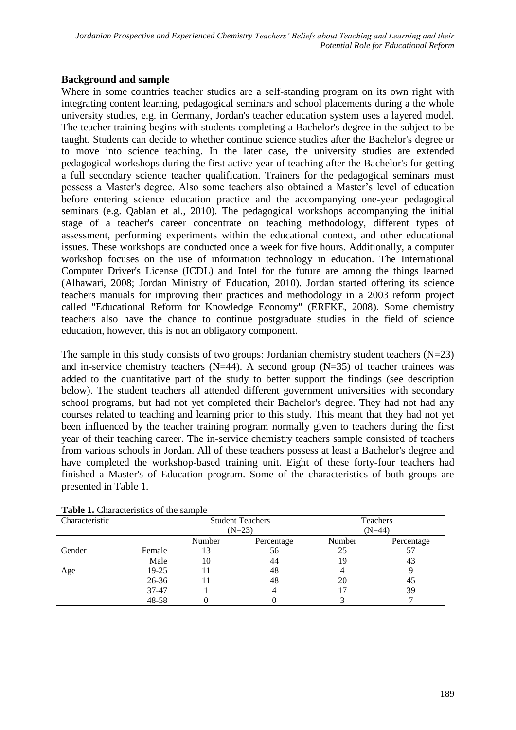### Background and sample

Where in some countries teacher studies are a self-standing program on its own right with integrating content learning, pedagogical seminars and school placements during a the whole university studies, e.g. in Germany, Jordan's teacher education system uses a layered model. The teacher training begins with students completing a Bachelor's degree in the subject to be taught. Students can decide to whether continue science studies after the Bachelor's degree or to move into science teaching. In the later case, the university studies are extended pedagogical workshops during the first active year of teaching after the Bachelor's for getting a full secondary science teacher qualification. Trainers for the pedagogical seminars must possess a Master's degree. Also some teachers also obtained a Master's level of education before entering science education practice and the accompanying one-year pedagogical seminars (e.g. Qablan et al., 2010). The pedagogical workshops accompanying the initial stage of a teacher's career concentrate on teaching methodology, different types of assessment, performing experiments within the educational context, and other educational issues. These workshops are conducted once a week for five hours. Additionally, a computer workshop focuses on the use of information technology in education. The International Computer Driver's License (ICDL) and Intel for the future are among the things learned (Alhawari, 2008; Jordan Ministry of Education, 2010). Jordan started offering its science teachers manuals for improving their practices and methodology in a 2003 reform project called "Educational Reform for Knowledge Economy" (ERFKE, 2008). Some chemistry teachers also have the chance to continue postgraduate studies in the field of science education, however, this is not an obligatory component.

The sample in this study consists of two groups: Jordanian chemistry student teachers (N=23) and in-service chemistry teachers (N=44). A second group (N=35) of teacher trainees was added to the quantitative part of the study to better support the findings (see description below). The student teachers all attended different government universities with secondary school programs, but had not yet completed their Bachelor's degree. They had not had any courses related to teaching and learning prior to this study. This meant that they had not yet been influenced by the teacher training program normally given to teachers during the first year of their teaching career. The in-service chemistry teachers sample consisted of teachers from various schools in Jordan. All of these teachers possess at least a Bachelor's degree and have completed the workshop-based training unit. Eight of these forty-four teachers had finished a Master's of Education program. Some of the characteristics of both groups are presented in Table 1.

**Table 1.** Characteristics of the sample

| Characteristic | | Student Teachers (N=23) | | Teachers (N=44) | |
|---|---|---|---|---|---|
| | | Number | Percentage | Number | Percentage |
| Gender | Female | 13 | 56 | 25 | 57 |
| | Male | 10 | 44 | 19 | 43 |
| Age | 19-25 | 11 | 48 | 4 | 9 |
| | 26-36 | 11 | 48 | 20 | 45 |
| | 37-47 | 1 | 4 | 17 | 39 |
| | 48-58 | 0 | 0 | 3 | 7 |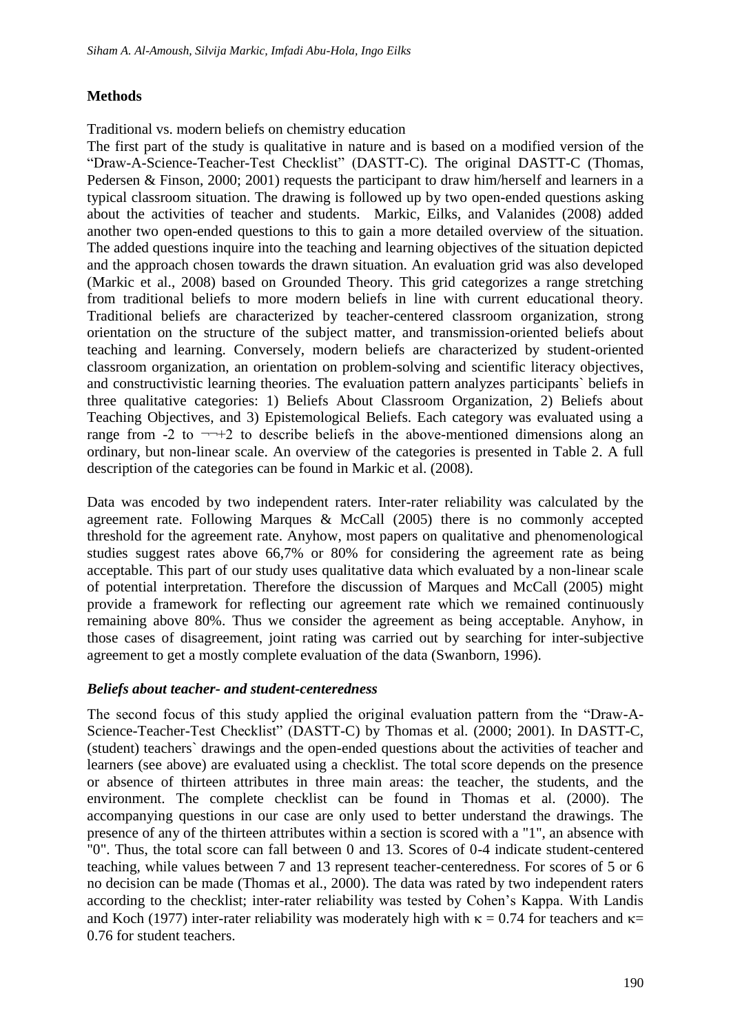## Methods

Traditional vs. modern beliefs on chemistry education

The first part of the study is qualitative in nature and is based on a modified version of the "Draw-A-Science-Teacher-Test Checklist" (DASTT-C). The original DASTT-C (Thomas, Pedersen & Finson, 2000; 2001) requests the participant to draw him/herself and learners in a typical classroom situation. The drawing is followed up by two open-ended questions asking about the activities of teacher and students. Markic, Eilks, and Valanides (2008) added another two open-ended questions to this to gain a more detailed overview of the situation. The added questions inquire into the teaching and learning objectives of the situation depicted and the approach chosen towards the drawn situation. An evaluation grid was also developed (Markic et al., 2008) based on Grounded Theory. This grid categorizes a range stretching from traditional beliefs to more modern beliefs in line with current educational theory. Traditional beliefs are characterized by teacher-centered classroom organization, strong orientation on the structure of the subject matter, and transmission-oriented beliefs about teaching and learning. Conversely, modern beliefs are characterized by student-oriented classroom organization, an orientation on problem-solving and scientific literacy objectives, and constructivistic learning theories. The evaluation pattern analyzes participants` beliefs in three qualitative categories: 1) Beliefs About Classroom Organization, 2) Beliefs about Teaching Objectives, and 3) Epistemological Beliefs. Each category was evaluated using a range from -2 to ¬¬+2 to describe beliefs in the above-mentioned dimensions along an ordinary, but non-linear scale. An overview of the categories is presented in Table 2. A full description of the categories can be found in Markic et al. (2008).

Data was encoded by two independent raters. Inter-rater reliability was calculated by the agreement rate. Following Marques & McCall (2005) there is no commonly accepted threshold for the agreement rate. Anyhow, most papers on qualitative and phenomenological studies suggest rates above 66,7% or 80% for considering the agreement rate as being acceptable. This part of our study uses qualitative data which evaluated by a non-linear scale of potential interpretation. Therefore the discussion of Marques and McCall (2005) might provide a framework for reflecting our agreement rate which we remained continuously remaining above 80%. Thus we consider the agreement as being acceptable. Anyhow, in those cases of disagreement, joint rating was carried out by searching for inter-subjective agreement to get a mostly complete evaluation of the data (Swanborn, 1996).

### *Beliefs about teacher- and student-centeredness*

The second focus of this study applied the original evaluation pattern from the "Draw-A-Science-Teacher-Test Checklist" (DASTT-C) by Thomas et al. (2000; 2001). In DASTT-C, (student) teachers` drawings and the open-ended questions about the activities of teacher and learners (see above) are evaluated using a checklist. The total score depends on the presence or absence of thirteen attributes in three main areas: the teacher, the students, and the environment. The complete checklist can be found in Thomas et al. (2000). The accompanying questions in our case are only used to better understand the drawings. The presence of any of the thirteen attributes within a section is scored with a "1", an absence with "0". Thus, the total score can fall between 0 and 13. Scores of 0-4 indicate student-centered teaching, while values between 7 and 13 represent teacher-centeredness. For scores of 5 or 6 no decision can be made (Thomas et al., 2000). The data was rated by two independent raters according to the checklist; inter-rater reliability was tested by Cohen's Kappa. With Landis and Koch (1977) inter-rater reliability was moderately high with $\kappa = 0.74$ for teachers and $\kappa = 0.76$ for student teachers.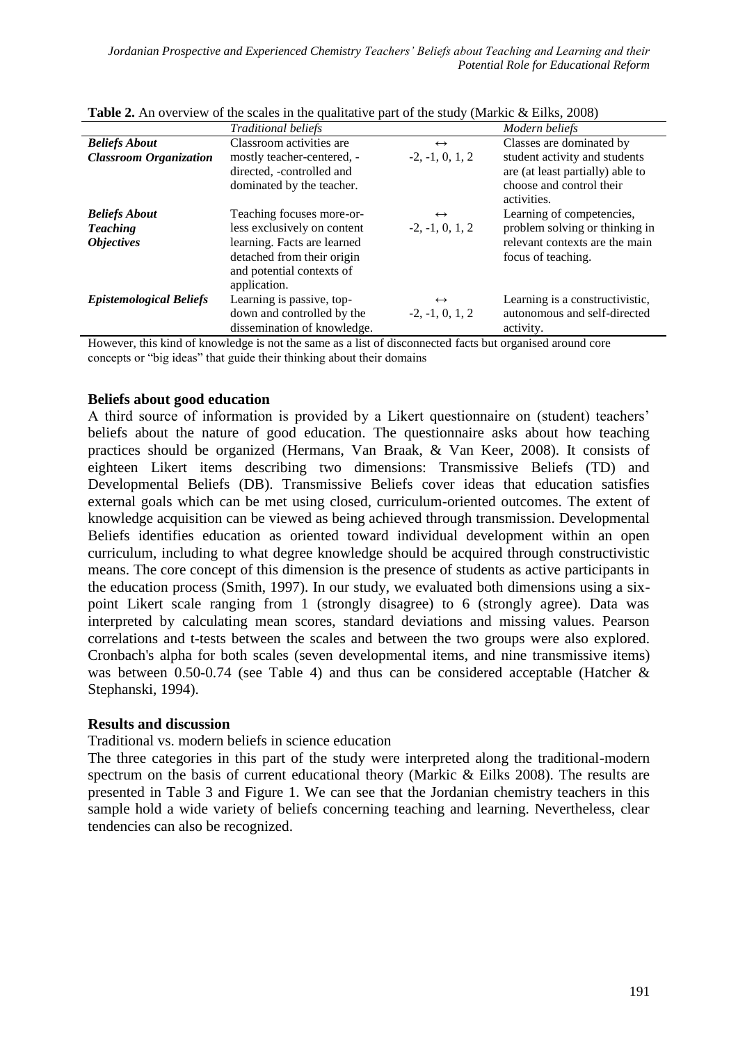**Table 2.** An overview of the scales in the qualitative part of the study (Markic & Eilks, 2008)

| | *Traditional beliefs* | | *Modern beliefs* |
|---|---|---|---|
| ***Beliefs About Classroom Organization*** | Classroom activities are mostly teacher-centered, -directed, -controlled and dominated by the teacher. | ↔ -2, -1, 0, 1, 2 | Classes are dominated by student activity and students are (at least partially) able to choose and control their activities. |
| ***Beliefs About Teaching Objectives*** | Teaching focuses more-or-less exclusively on content learning. Facts are learned detached from their origin and potential contexts of application. | ↔ -2, -1, 0, 1, 2 | Learning of competencies, problem solving or thinking in relevant contexts are the main focus of teaching. |
| ***Epistemological Beliefs*** | Learning is passive, top-down and controlled by the dissemination of knowledge. | ↔ -2, -1, 0, 1, 2 | Learning is a constructivistic, autonomous and self-directed activity. |

However, this kind of knowledge is not the same as a list of disconnected facts but organised around core concepts or "big ideas" that guide their thinking about their domains

### Beliefs about good education

A third source of information is provided by a Likert questionnaire on (student) teachers' beliefs about the nature of good education. The questionnaire asks about how teaching practices should be organized (Hermans, Van Braak, & Van Keer, 2008). It consists of eighteen Likert items describing two dimensions: Transmissive Beliefs (TD) and Developmental Beliefs (DB). Transmissive Beliefs cover ideas that education satisfies external goals which can be met using closed, curriculum-oriented outcomes. The extent of knowledge acquisition can be viewed as being achieved through transmission. Developmental Beliefs identifies education as oriented toward individual development within an open curriculum, including to what degree knowledge should be acquired through constructivistic means. The core concept of this dimension is the presence of students as active participants in the education process (Smith, 1997). In our study, we evaluated both dimensions using a six-point Likert scale ranging from 1 (strongly disagree) to 6 (strongly agree). Data was interpreted by calculating mean scores, standard deviations and missing values. Pearson correlations and t-tests between the scales and between the two groups were also explored. Cronbach's alpha for both scales (seven developmental items, and nine transmissive items) was between 0.50-0.74 (see Table 4) and thus can be considered acceptable (Hatcher & Stephanski, 1994).

### Results and discussion

Traditional vs. modern beliefs in science education

The three categories in this part of the study were interpreted along the traditional-modern spectrum on the basis of current educational theory (Markic & Eilks 2008). The results are presented in Table 3 and Figure 1. We can see that the Jordanian chemistry teachers in this sample hold a wide variety of beliefs concerning teaching and learning. Nevertheless, clear tendencies can also be recognized.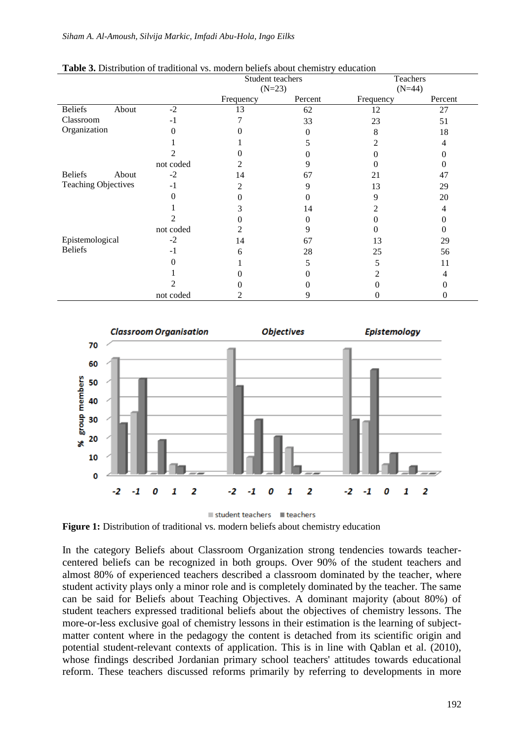**Table 3.** Distribution of traditional vs. modern beliefs about chemistry education

| | | Student teachers (N=23) | | Teachers (N=44) | |
|---|---|---|---|---|---|
| | | Frequency | Percent | Frequency | Percent |
| Beliefs About Classroom Organization | -2 | 13 | 62 | 12 | 27 |
| | -1 | 7 | 33 | 23 | 51 |
| | 0 | 0 | 0 | 8 | 18 |
| | 1 | 1 | 5 | 2 | 4 |
| | 2 | 0 | 0 | 0 | 0 |
| | not coded | 2 | 9 | 0 | 0 |
| Beliefs About Teaching Objectives | -2 | 14 | 67 | 21 | 47 |
| | -1 | 2 | 9 | 13 | 29 |
| | 0 | 0 | 0 | 9 | 20 |
| | 1 | 3 | 14 | 2 | 4 |
| | 2 | 0 | 0 | 0 | 0 |
| | not coded | 2 | 9 | 0 | 0 |
| Epistemological Beliefs | -2 | 14 | 67 | 13 | 29 |
| | -1 | 6 | 28 | 25 | 56 |
| | 0 | 1 | 5 | 5 | 11 |
| | 1 | 0 | 0 | 2 | 4 |
| | 2 | 0 | 0 | 0 | 0 |
| | not coded | 2 | 9 | 0 | 0 |

**Figure 1:** Distribution of traditional vs. modern beliefs about chemistry education

In the category Beliefs about Classroom Organization strong tendencies towards teacher-centered beliefs can be recognized in both groups. Over 90% of the student teachers and almost 80% of experienced teachers described a classroom dominated by the teacher, where student activity plays only a minor role and is completely dominated by the teacher. The same can be said for Beliefs about Teaching Objectives. A dominant majority (about 80%) of student teachers expressed traditional beliefs about the objectives of chemistry lessons. The more-or-less exclusive goal of chemistry lessons in their estimation is the learning of subject-matter content where in the pedagogy the content is detached from its scientific origin and potential student-relevant contexts of application. This is in line with Qablan et al. (2010), whose findings described Jordanian primary school teachers' attitudes towards educational reform. These teachers discussed reforms primarily by referring to developments in more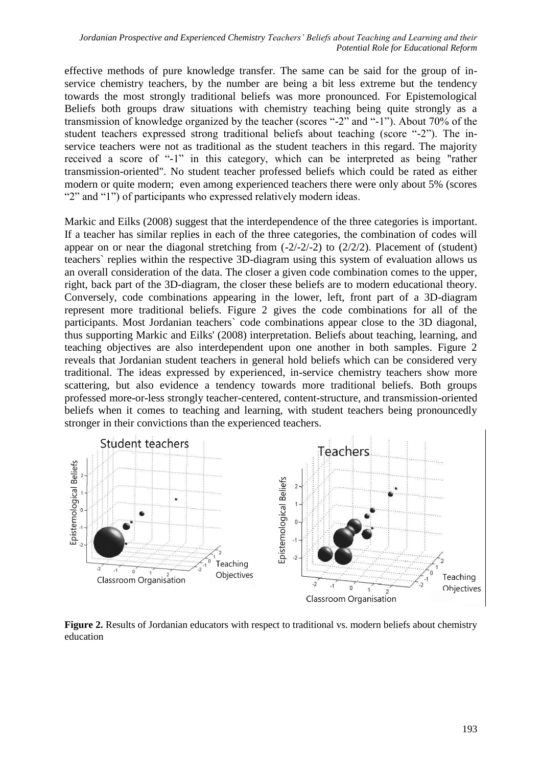effective methods of pure knowledge transfer. The same can be said for the group of in-service chemistry teachers, by the number are being a bit less extreme but the tendency towards the most strongly traditional beliefs was more pronounced. For Epistemological Beliefs both groups draw situations with chemistry teaching being quite strongly as a transmission of knowledge organized by the teacher (scores "-2" and "-1"). About 70% of the student teachers expressed strong traditional beliefs about teaching (score "-2"). The in-service teachers were not as traditional as the student teachers in this regard. The majority received a score of "-1" in this category, which can be interpreted as being "rather transmission-oriented". No student teacher professed beliefs which could be rated as either modern or quite modern; even among experienced teachers there were only about 5% (scores "2" and "1") of participants who expressed relatively modern ideas.

Markic and Eilks (2008) suggest that the interdependence of the three categories is important. If a teacher has similar replies in each of the three categories, the combination of codes will appear on or near the diagonal stretching from (-2/-2/-2) to (2/2/2). Placement of (student) teachers` replies within the respective 3D-diagram using this system of evaluation allows us an overall consideration of the data. The closer a given code combination comes to the upper, right, back part of the 3D-diagram, the closer these beliefs are to modern educational theory. Conversely, code combinations appearing in the lower, left, front part of a 3D-diagram represent more traditional beliefs. Figure 2 gives the code combinations for all of the participants. Most Jordanian teachers` code combinations appear close to the 3D diagonal, thus supporting Markic and Eilks' (2008) interpretation. Beliefs about teaching, learning, and teaching objectives are also interdependent upon one another in both samples. Figure 2 reveals that Jordanian student teachers in general hold beliefs which can be considered very traditional. The ideas expressed by experienced, in-service chemistry teachers show more scattering, but also evidence a tendency towards more traditional beliefs. Both groups professed more-or-less strongly teacher-centered, content-structure, and transmission-oriented beliefs when it comes to teaching and learning, with student teachers being pronouncedly stronger in their convictions than the experienced teachers.

**Figure 2.** Results of Jordanian educators with respect to traditional vs. modern beliefs about chemistry education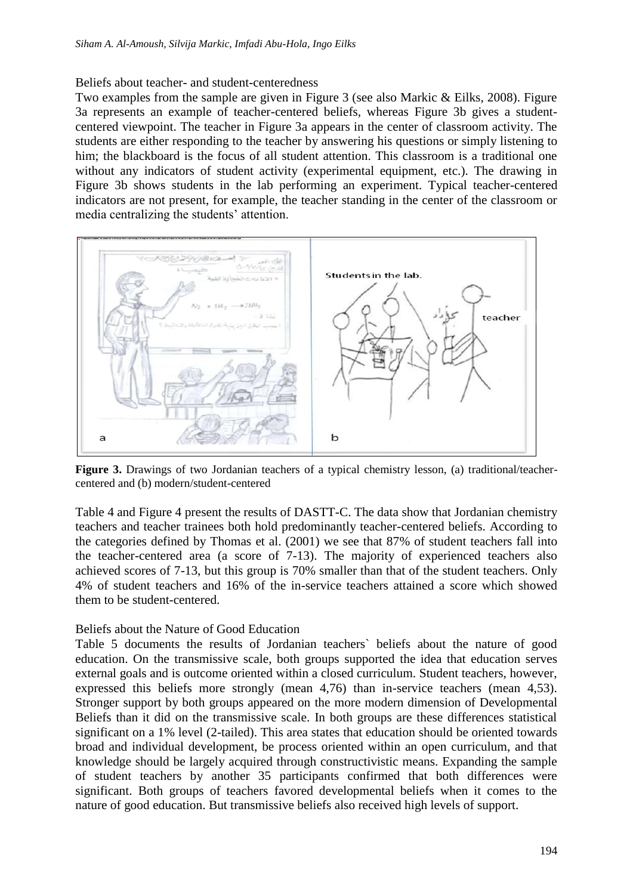Beliefs about teacher- and student-centeredness

Two examples from the sample are given in Figure 3 (see also Markic & Eilks, 2008). Figure 3a represents an example of teacher-centered beliefs, whereas Figure 3b gives a student-centered viewpoint. The teacher in Figure 3a appears in the center of classroom activity. The students are either responding to the teacher by answering his questions or simply listening to him; the blackboard is the focus of all student attention. This classroom is a traditional one without any indicators of student activity (experimental equipment, etc.). The drawing in Figure 3b shows students in the lab performing an experiment. Typical teacher-centered indicators are not present, for example, the teacher standing in the center of the classroom or media centralizing the students' attention.

**Figure 3.** Drawings of two Jordanian teachers of a typical chemistry lesson, (a) traditional/teacher-centered and (b) modern/student-centered

Table 4 and Figure 4 present the results of DASTT-C. The data show that Jordanian chemistry teachers and teacher trainees both hold predominantly teacher-centered beliefs. According to the categories defined by Thomas et al. (2001) we see that 87% of student teachers fall into the teacher-centered area (a score of 7-13). The majority of experienced teachers also achieved scores of 7-13, but this group is 70% smaller than that of the student teachers. Only 4% of student teachers and 16% of the in-service teachers attained a score which showed them to be student-centered.

Beliefs about the Nature of Good Education

Table 5 documents the results of Jordanian teachers` beliefs about the nature of good education. On the transmissive scale, both groups supported the idea that education serves external goals and is outcome oriented within a closed curriculum. Student teachers, however, expressed this beliefs more strongly (mean 4,76) than in-service teachers (mean 4,53). Stronger support by both groups appeared on the more modern dimension of Developmental Beliefs than it did on the transmissive scale. In both groups are these differences statistical significant on a 1% level (2-tailed). This area states that education should be oriented towards broad and individual development, be process oriented within an open curriculum, and that knowledge should be largely acquired through constructivistic means. Expanding the sample of student teachers by another 35 participants confirmed that both differences were significant. Both groups of teachers favored developmental beliefs when it comes to the nature of good education. But transmissive beliefs also received high levels of support.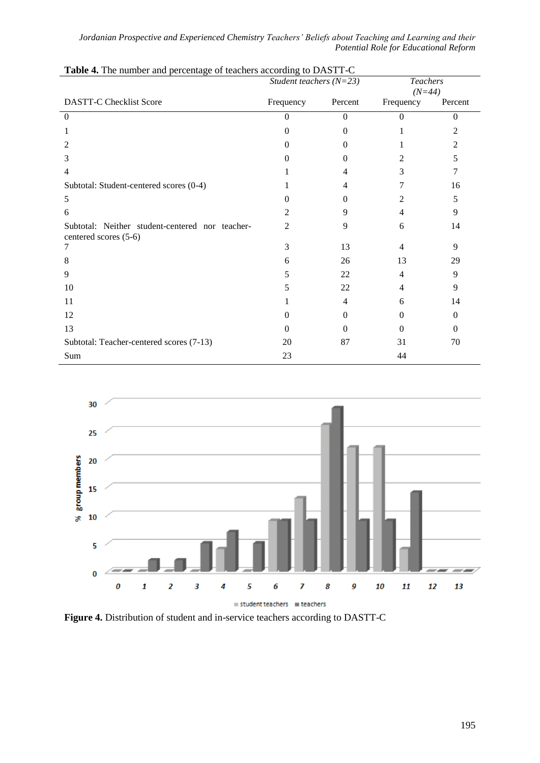**Table 4.** The number and percentage of teachers according to DASTT-C

| DASTT-C Checklist Score | *Student teachers (N=23)* | | *Teachers (N=44)* | |
|---|---|---|---|---|
| | Frequency | Percent | Frequency | Percent |
| 0 | 0 | 0 | 0 | 0 |
| 1 | 0 | 0 | 1 | 2 |
| 2 | 0 | 0 | 1 | 2 |
| 3 | 0 | 0 | 2 | 5 |
| 4 | 1 | 4 | 3 | 7 |
| Subtotal: Student-centered scores (0-4) | 1 | 4 | 7 | 16 |
| 5 | 0 | 0 | 2 | 5 |
| 6 | 2 | 9 | 4 | 9 |
| Subtotal: Neither student-centered nor teacher-centered scores (5-6) | 2 | 9 | 6 | 14 |
| 7 | 3 | 13 | 4 | 9 |
| 8 | 6 | 26 | 13 | 29 |
| 9 | 5 | 22 | 4 | 9 |
| 10 | 5 | 22 | 4 | 9 |
| 11 | 1 | 4 | 6 | 14 |
| 12 | 0 | 0 | 0 | 0 |
| 13 | 0 | 0 | 0 | 0 |
| Subtotal: Teacher-centered scores (7-13) | 20 | 87 | 31 | 70 |
| Sum | 23 | | 44 | |

**Figure 4.** Distribution of student and in-service teachers according to DASTT-C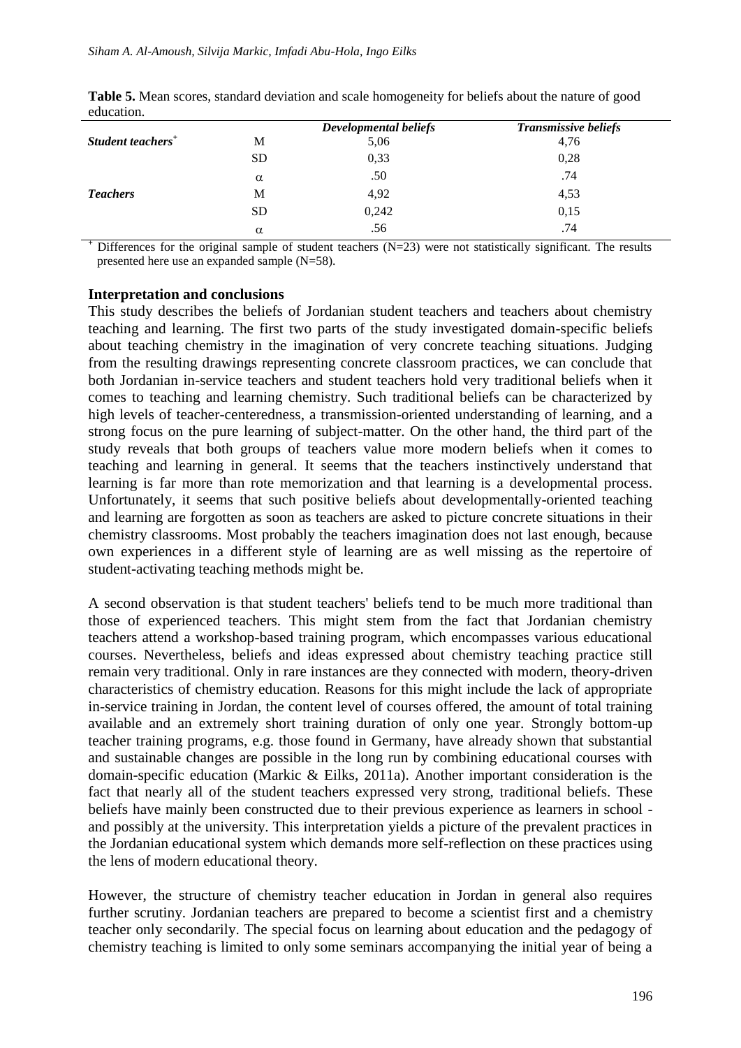**Table 5.** Mean scores, standard deviation and scale homogeneity for beliefs about the nature of good education.

| | | *Developmental beliefs* | *Transmissive beliefs* |
|---|---|---|---|
| ***Student teachers*** [+] | M | 5,06 | 4,76 |
| | SD | 0,33 | 0,28 |
| | α | .50 | .74 |
| ***Teachers*** | M | 4,92 | 4,53 |
| | SD | 0,242 | 0,15 |
| | α | .56 | .74 |

[+] Differences for the original sample of student teachers (N=23) were not statistically significant. The results presented here use an expanded sample (N=58).

**Interpretation and conclusions**

This study describes the beliefs of Jordanian student teachers and teachers about chemistry teaching and learning. The first two parts of the study investigated domain-specific beliefs about teaching chemistry in the imagination of very concrete teaching situations. Judging from the resulting drawings representing concrete classroom practices, we can conclude that both Jordanian in-service teachers and student teachers hold very traditional beliefs when it comes to teaching and learning chemistry. Such traditional beliefs can be characterized by high levels of teacher-centeredness, a transmission-oriented understanding of learning, and a strong focus on the pure learning of subject-matter. On the other hand, the third part of the study reveals that both groups of teachers value more modern beliefs when it comes to teaching and learning in general. It seems that the teachers instinctively understand that learning is far more than rote memorization and that learning is a developmental process. Unfortunately, it seems that such positive beliefs about developmentally-oriented teaching and learning are forgotten as soon as teachers are asked to picture concrete situations in their chemistry classrooms. Most probably the teachers imagination does not last enough, because own experiences in a different style of learning are as well missing as the repertoire of student-activating teaching methods might be.

A second observation is that student teachers' beliefs tend to be much more traditional than those of experienced teachers. This might stem from the fact that Jordanian chemistry teachers attend a workshop-based training program, which encompasses various educational courses. Nevertheless, beliefs and ideas expressed about chemistry teaching practice still remain very traditional. Only in rare instances are they connected with modern, theory-driven characteristics of chemistry education. Reasons for this might include the lack of appropriate in-service training in Jordan, the content level of courses offered, the amount of total training available and an extremely short training duration of only one year. Strongly bottom-up teacher training programs, e.g. those found in Germany, have already shown that substantial and sustainable changes are possible in the long run by combining educational courses with domain-specific education (Markic & Eilks, 2011a). Another important consideration is the fact that nearly all of the student teachers expressed very strong, traditional beliefs. These beliefs have mainly been constructed due to their previous experience as learners in school - and possibly at the university. This interpretation yields a picture of the prevalent practices in the Jordanian educational system which demands more self-reflection on these practices using the lens of modern educational theory.

However, the structure of chemistry teacher education in Jordan in general also requires further scrutiny. Jordanian teachers are prepared to become a scientist first and a chemistry teacher only secondarily. The special focus on learning about education and the pedagogy of chemistry teaching is limited to only some seminars accompanying the initial year of being a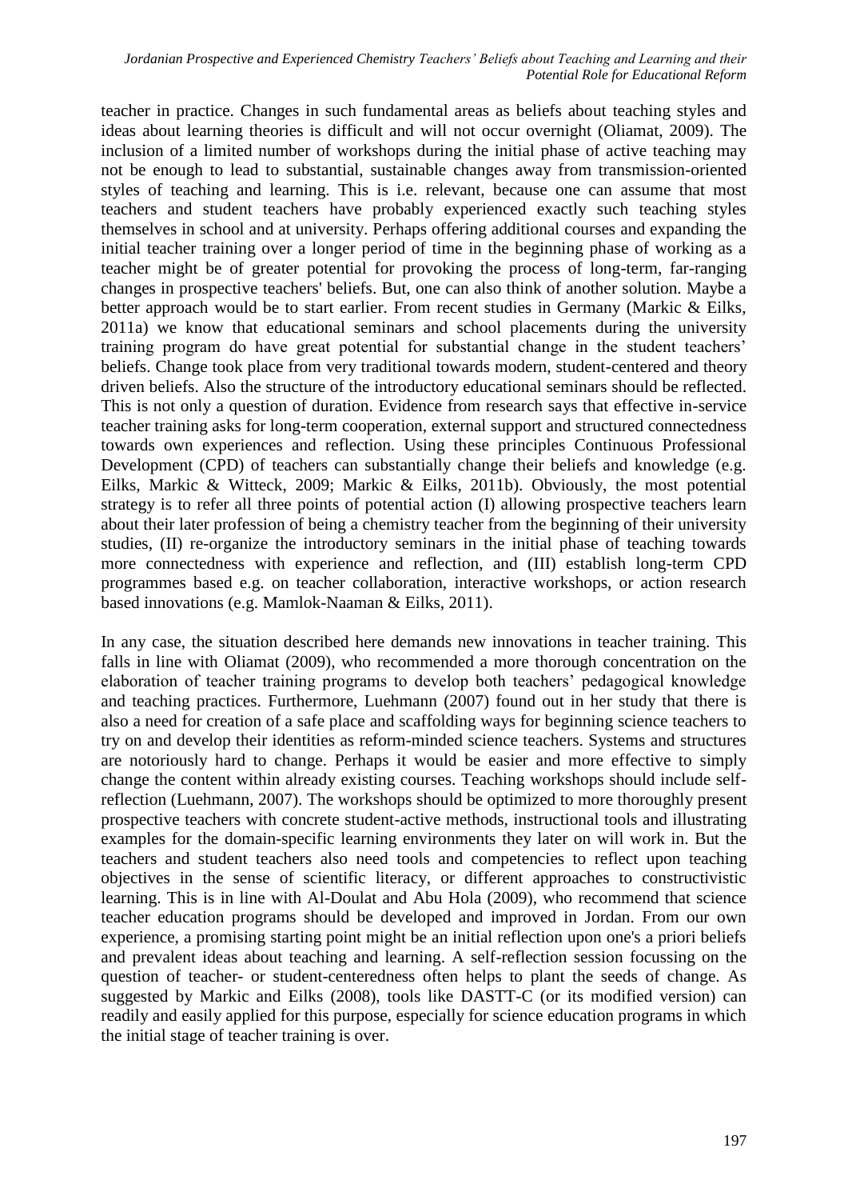teacher in practice. Changes in such fundamental areas as beliefs about teaching styles and ideas about learning theories is difficult and will not occur overnight (Oliamat, 2009). The inclusion of a limited number of workshops during the initial phase of active teaching may not be enough to lead to substantial, sustainable changes away from transmission-oriented styles of teaching and learning. This is i.e. relevant, because one can assume that most teachers and student teachers have probably experienced exactly such teaching styles themselves in school and at university. Perhaps offering additional courses and expanding the initial teacher training over a longer period of time in the beginning phase of working as a teacher might be of greater potential for provoking the process of long-term, far-ranging changes in prospective teachers' beliefs. But, one can also think of another solution. Maybe a better approach would be to start earlier. From recent studies in Germany (Markic & Eilks, 2011a) we know that educational seminars and school placements during the university training program do have great potential for substantial change in the student teachers' beliefs. Change took place from very traditional towards modern, student-centered and theory driven beliefs. Also the structure of the introductory educational seminars should be reflected. This is not only a question of duration. Evidence from research says that effective in-service teacher training asks for long-term cooperation, external support and structured connectedness towards own experiences and reflection. Using these principles Continuous Professional Development (CPD) of teachers can substantially change their beliefs and knowledge (e.g. Eilks, Markic & Witteck, 2009; Markic & Eilks, 2011b). Obviously, the most potential strategy is to refer all three points of potential action (I) allowing prospective teachers learn about their later profession of being a chemistry teacher from the beginning of their university studies, (II) re-organize the introductory seminars in the initial phase of teaching towards more connectedness with experience and reflection, and (III) establish long-term CPD programmes based e.g. on teacher collaboration, interactive workshops, or action research based innovations (e.g. Mamlok-Naaman & Eilks, 2011).

In any case, the situation described here demands new innovations in teacher training. This falls in line with Oliamat (2009), who recommended a more thorough concentration on the elaboration of teacher training programs to develop both teachers' pedagogical knowledge and teaching practices. Furthermore, Luehmann (2007) found out in her study that there is also a need for creation of a safe place and scaffolding ways for beginning science teachers to try on and develop their identities as reform-minded science teachers. Systems and structures are notoriously hard to change. Perhaps it would be easier and more effective to simply change the content within already existing courses. Teaching workshops should include self-reflection (Luehmann, 2007). The workshops should be optimized to more thoroughly present prospective teachers with concrete student-active methods, instructional tools and illustrating examples for the domain-specific learning environments they later on will work in. But the teachers and student teachers also need tools and competencies to reflect upon teaching objectives in the sense of scientific literacy, or different approaches to constructivistic learning. This is in line with Al-Doulat and Abu Hola (2009), who recommend that science teacher education programs should be developed and improved in Jordan. From our own experience, a promising starting point might be an initial reflection upon one's a priori beliefs and prevalent ideas about teaching and learning. A self-reflection session focussing on the question of teacher- or student-centeredness often helps to plant the seeds of change. As suggested by Markic and Eilks (2008), tools like DASTT-C (or its modified version) can readily and easily applied for this purpose, especially for science education programs in which the initial stage of teacher training is over.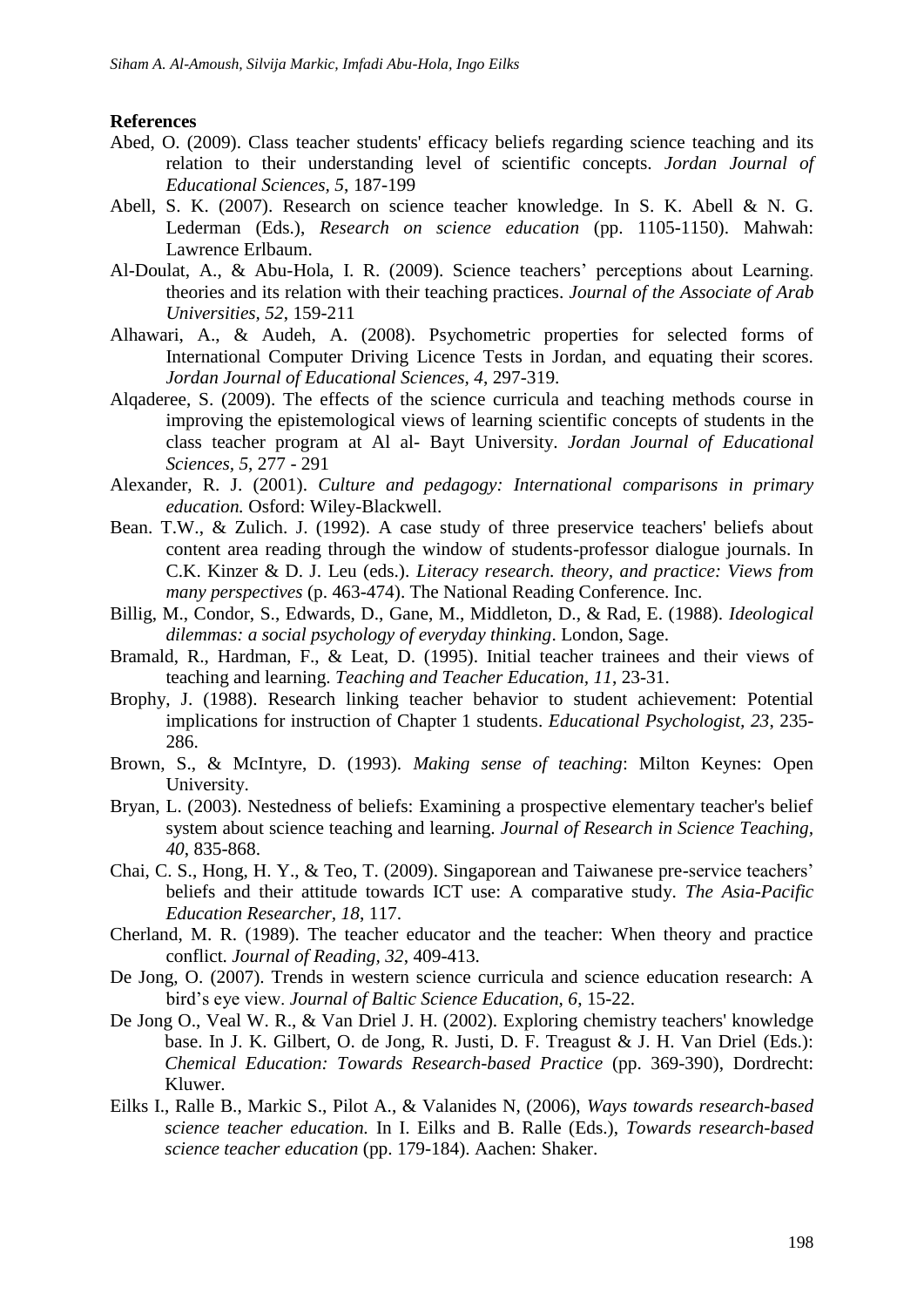**References**

Abed, O. (2009). Class teacher students' efficacy beliefs regarding science teaching and its relation to their understanding level of scientific concepts. *Jordan Journal of Educational Sciences, 5*, 187-199

Abell, S. K. (2007). Research on science teacher knowledge. In S. K. Abell & N. G. Lederman (Eds.), *Research on science education* (pp. 1105-1150). Mahwah: Lawrence Erlbaum.

Al-Doulat, A., & Abu-Hola, I. R. (2009). Science teachers' perceptions about Learning. theories and its relation with their teaching practices. *Journal of the Associate of Arab Universities, 52*, 159-211

Alhawari, A., & Audeh, A. (2008). Psychometric properties for selected forms of International Computer Driving Licence Tests in Jordan, and equating their scores. *Jordan Journal of Educational Sciences, 4*, 297-319.

Alqaderee, S. (2009). The effects of the science curricula and teaching methods course in improving the epistemological views of learning scientific concepts of students in the class teacher program at Al al- Bayt University. *Jordan Journal of Educational Sciences, 5*, 277 - 291

Alexander, R. J. (2001). *Culture and pedagogy: International comparisons in primary education.* Osford: Wiley-Blackwell.

Bean. T.W., & Zulich. J. (1992). A case study of three preservice teachers' beliefs about content area reading through the window of students-professor dialogue journals. In C.K. Kinzer & D. J. Leu (eds.). *Literacy research. theory, and practice: Views from many perspectives* (p. 463-474). The National Reading Conference. Inc.

Billig, M., Condor, S., Edwards, D., Gane, M., Middleton, D., & Rad, E. (1988). *Ideological dilemmas: a social psychology of everyday thinking*. London, Sage.

Bramald, R., Hardman, F., & Leat, D. (1995). Initial teacher trainees and their views of teaching and learning. *Teaching and Teacher Education, 11*, 23-31.

Brophy, J. (1988). Research linking teacher behavior to student achievement: Potential implications for instruction of Chapter 1 students. *Educational Psychologist, 23*, 235-286.

Brown, S., & McIntyre, D. (1993). *Making sense of teaching*: Milton Keynes: Open University.

Bryan, L. (2003). Nestedness of beliefs: Examining a prospective elementary teacher's belief system about science teaching and learning. *Journal of Research in Science Teaching, 40*, 835-868.

Chai, C. S., Hong, H. Y., & Teo, T. (2009). Singaporean and Taiwanese pre-service teachers' beliefs and their attitude towards ICT use: A comparative study. *The Asia-Pacific Education Researcher, 18*, 117.

Cherland, M. R. (1989). The teacher educator and the teacher: When theory and practice conflict. *Journal of Reading, 32*, 409-413.

De Jong, O. (2007). Trends in western science curricula and science education research: A bird's eye view. *Journal of Baltic Science Education, 6*, 15-22.

De Jong O., Veal W. R., & Van Driel J. H. (2002). Exploring chemistry teachers' knowledge base. In J. K. Gilbert, O. de Jong, R. Justi, D. F. Treagust & J. H. Van Driel (Eds.): *Chemical Education: Towards Research-based Practice* (pp. 369-390), Dordrecht: Kluwer.

Eilks I., Ralle B., Markic S., Pilot A., & Valanides N, (2006), *Ways towards research-based science teacher education.* In I. Eilks and B. Ralle (Eds.), *Towards research-based science teacher education* (pp. 179-184). Aachen: Shaker.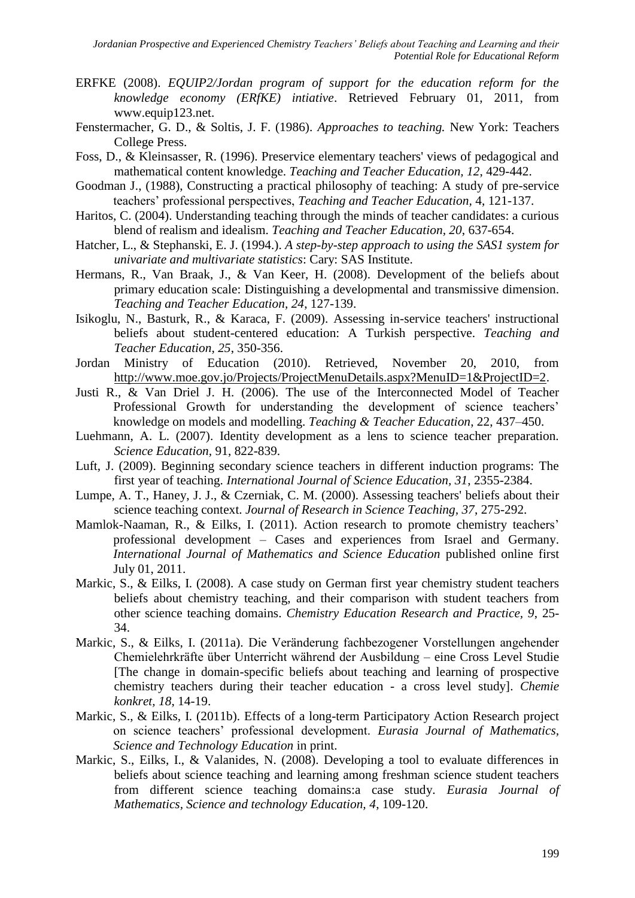ERFKE (2008). *EQUIP2/Jordan program of support for the education reform for the knowledge economy (ERfKE) intiative*. Retrieved February 01, 2011, from www.equip123.net.

Fenstermacher, G. D., & Soltis, J. F. (1986). *Approaches to teaching.* New York: Teachers College Press.

Foss, D., & Kleinsasser, R. (1996). Preservice elementary teachers' views of pedagogical and mathematical content knowledge. *Teaching and Teacher Education*, *12*, 429-442.

Goodman J., (1988), Constructing a practical philosophy of teaching: A study of pre-service teachers' professional perspectives, *Teaching and Teacher Education*, 4, 121-137.

Haritos, C. (2004). Understanding teaching through the minds of teacher candidates: a curious blend of realism and idealism. *Teaching and Teacher Education*, *20*, 637-654.

Hatcher, L., & Stephanski, E. J. (1994.). *A step-by-step approach to using the SAS1 system for univariate and multivariate statistics*: Cary: SAS Institute.

Hermans, R., Van Braak, J., & Van Keer, H. (2008). Development of the beliefs about primary education scale: Distinguishing a developmental and transmissive dimension. *Teaching and Teacher Education*, *24*, 127-139.

Isikoglu, N., Basturk, R., & Karaca, F. (2009). Assessing in-service teachers' instructional beliefs about student-centered education: A Turkish perspective. *Teaching and Teacher Education*, *25*, 350-356.

Jordan Ministry of Education (2010). Retrieved, November 20, 2010, from http://www.moe.gov.jo/Projects/ProjectMenuDetails.aspx?MenuID=1&ProjectID=2.

Justi R., & Van Driel J. H. (2006). The use of the Interconnected Model of Teacher Professional Growth for understanding the development of science teachers' knowledge on models and modelling. *Teaching & Teacher Education*, 22, 437–450.

Luehmann, A. L. (2007). Identity development as a lens to science teacher preparation. *Science Education*, 91, 822-839.

Luft, J. (2009). Beginning secondary science teachers in different induction programs: The first year of teaching. *International Journal of Science Education, 31*, 2355-2384.

Lumpe, A. T., Haney, J. J., & Czerniak, C. M. (2000). Assessing teachers' beliefs about their science teaching context. *Journal of Research in Science Teaching*, *37*, 275-292.

Mamlok-Naaman, R., & Eilks, I. (2011). Action research to promote chemistry teachers' professional development – Cases and experiences from Israel and Germany. *International Journal of Mathematics and Science Education* published online first July 01, 2011.

Markic, S., & Eilks, I. (2008). A case study on German first year chemistry student teachers beliefs about chemistry teaching, and their comparison with student teachers from other science teaching domains. *Chemistry Education Research and Practice, 9*, 25-34.

Markic, S., & Eilks, I. (2011a). Die Veränderung fachbezogener Vorstellungen angehender Chemielehrkräfte über Unterricht während der Ausbildung – eine Cross Level Studie [The change in domain-specific beliefs about teaching and learning of prospective chemistry teachers during their teacher education - a cross level study]. *Chemie konkret, 18*, 14-19.

Markic, S., & Eilks, I. (2011b). Effects of a long-term Participatory Action Research project on science teachers' professional development. *Eurasia Journal of Mathematics, Science and Technology Education* in print.

Markic, S., Eilks, I., & Valanides, N. (2008). Developing a tool to evaluate differences in beliefs about science teaching and learning among freshman science student teachers from different science teaching domains:a case study. *Eurasia Journal of Mathematics, Science and technology Education, 4*, 109-120.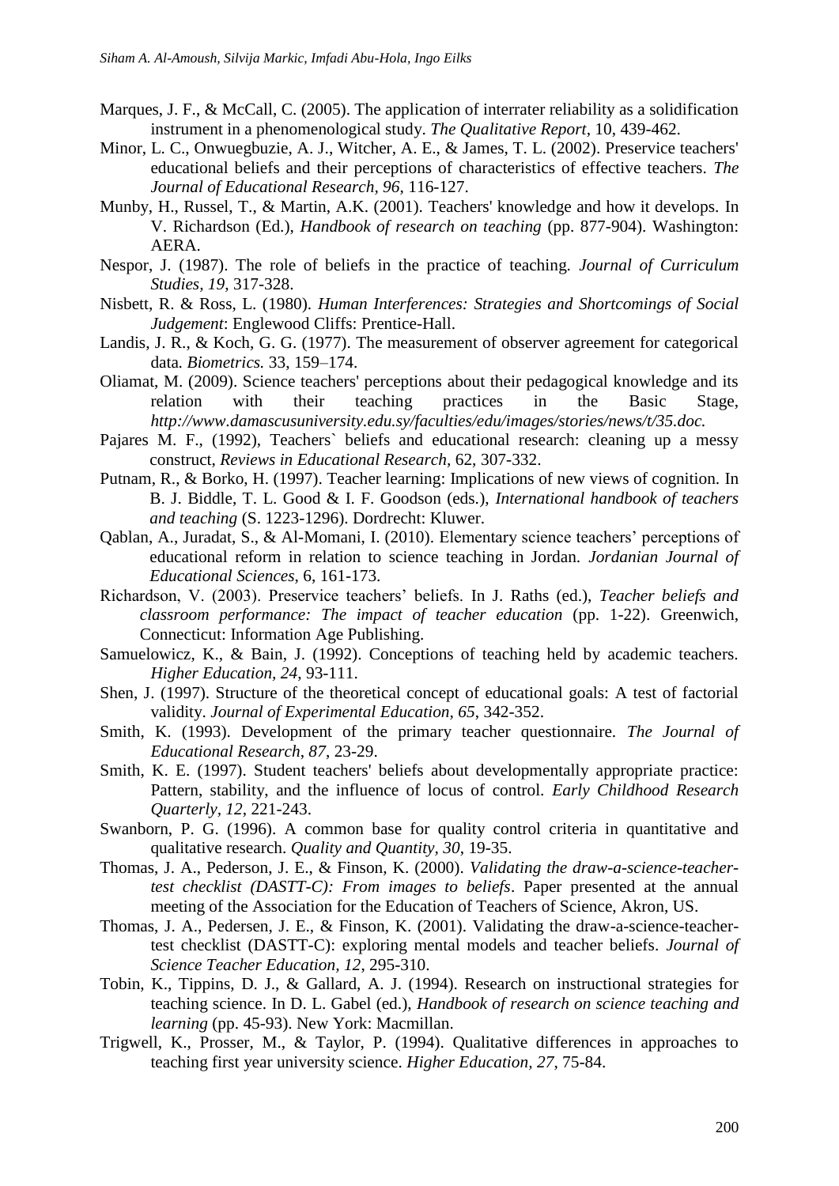Marques, J. F., & McCall, C. (2005). The application of interrater reliability as a solidification instrument in a phenomenological study. *The Qualitative Report*, 10, 439-462.

Minor, L. C., Onwuegbuzie, A. J., Witcher, A. E., & James, T. L. (2002). Preservice teachers' educational beliefs and their perceptions of characteristics of effective teachers. *The Journal of Educational Research, 96*, 116-127.

Munby, H., Russel, T., & Martin, A.K. (2001). Teachers' knowledge and how it develops. In V. Richardson (Ed.), *Handbook of research on teaching* (pp. 877-904). Washington: AERA.

Nespor, J. (1987). The role of beliefs in the practice of teaching. *Journal of Curriculum Studies, 19*, 317-328.

Nisbett, R. & Ross, L. (1980). *Human Interferences: Strategies and Shortcomings of Social Judgement*: Englewood Cliffs: Prentice-Hall.

Landis, J. R., & Koch, G. G. (1977). The measurement of observer agreement for categorical data*. Biometrics.* 33, 159–174.

Oliamat, M. (2009). Science teachers' perceptions about their pedagogical knowledge and its relation with their teaching practices in the Basic Stage, *http://www.damascusuniversity.edu.sy/faculties/edu/images/stories/news/t/35.doc.*

Pajares M. F., (1992), Teachers` beliefs and educational research: cleaning up a messy construct, *Reviews in Educational Research*, 62, 307-332.

Putnam, R., & Borko, H. (1997). Teacher learning: Implications of new views of cognition. In B. J. Biddle, T. L. Good & I. F. Goodson (eds.), *International handbook of teachers and teaching* (S. 1223-1296). Dordrecht: Kluwer.

Qablan, A., Juradat, S., & Al-Momani, I. (2010). Elementary science teachers' perceptions of educational reform in relation to science teaching in Jordan. *Jordanian Journal of Educational Sciences*, 6, 161-173.

Richardson, V. (2003). Preservice teachers' beliefs. In J. Raths (ed.), *Teacher beliefs and classroom performance: The impact of teacher education* (pp. 1-22). Greenwich, Connecticut: Information Age Publishing.

Samuelowicz, K., & Bain, J. (1992). Conceptions of teaching held by academic teachers. *Higher Education, 24*, 93-111.

Shen, J. (1997). Structure of the theoretical concept of educational goals: A test of factorial validity. *Journal of Experimental Education, 65*, 342-352.

Smith, K. (1993). Development of the primary teacher questionnaire. *The Journal of Educational Research*, *87*, 23-29.

Smith, K. E. (1997). Student teachers' beliefs about developmentally appropriate practice: Pattern, stability, and the influence of locus of control. *Early Childhood Research Quarterly, 12*, 221-243.

Swanborn, P. G. (1996). A common base for quality control criteria in quantitative and qualitative research. *Quality and Quantity, 30*, 19-35.

Thomas, J. A., Pederson, J. E., & Finson, K. (2000). *Validating the draw-a-science-teacher-test checklist (DASTT-C): From images to beliefs*. Paper presented at the annual meeting of the Association for the Education of Teachers of Science, Akron, US.

Thomas, J. A., Pedersen, J. E., & Finson, K. (2001). Validating the draw-a-science-teacher-test checklist (DASTT-C): exploring mental models and teacher beliefs. *Journal of Science Teacher Education, 12*, 295-310.

Tobin, K., Tippins, D. J., & Gallard, A. J. (1994). Research on instructional strategies for teaching science. In D. L. Gabel (ed.), *Handbook of research on science teaching and learning* (pp. 45-93). New York: Macmillan.

Trigwell, K., Prosser, M., & Taylor, P. (1994). Qualitative differences in approaches to teaching first year university science. *Higher Education, 27*, 75-84.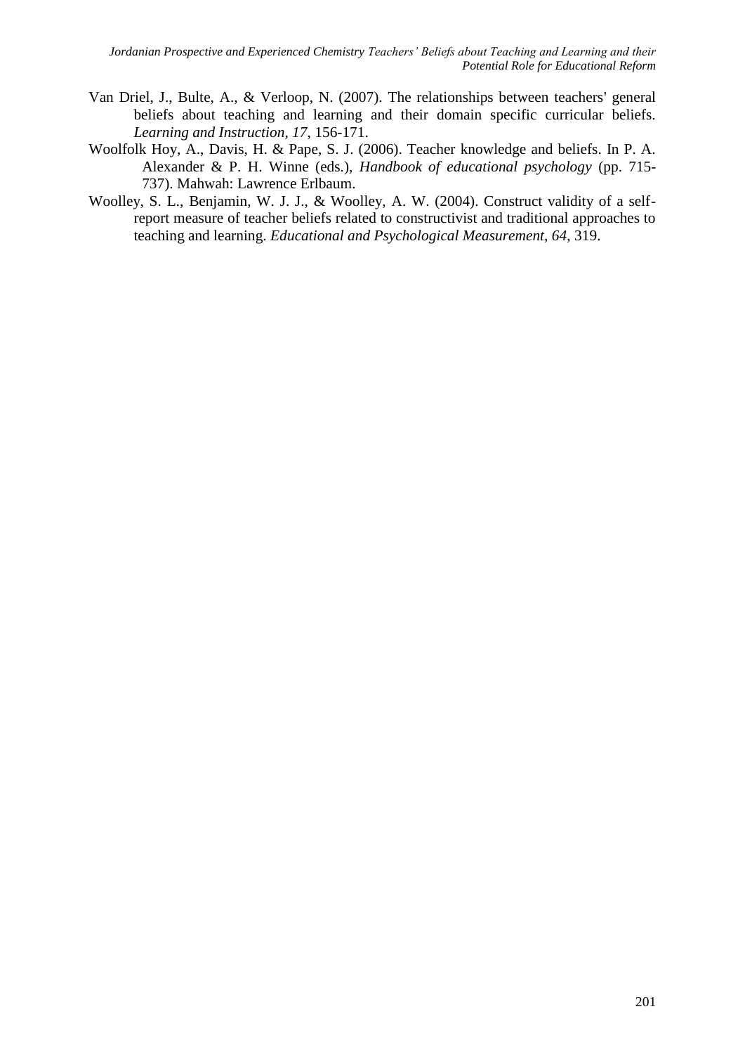Van Driel, J., Bulte, A., & Verloop, N. (2007). The relationships between teachers' general beliefs about teaching and learning and their domain specific curricular beliefs. *Learning and Instruction, 17*, 156-171.

Woolfolk Hoy, A., Davis, H. & Pape, S. J. (2006). Teacher knowledge and beliefs. In P. A. Alexander & P. H. Winne (eds.), *Handbook of educational psychology* (pp. 715-737). Mahwah: Lawrence Erlbaum.

Woolley, S. L., Benjamin, W. J. J., & Woolley, A. W. (2004). Construct validity of a self-report measure of teacher beliefs related to constructivist and traditional approaches to teaching and learning. *Educational and Psychological Measurement, 64*, 319.